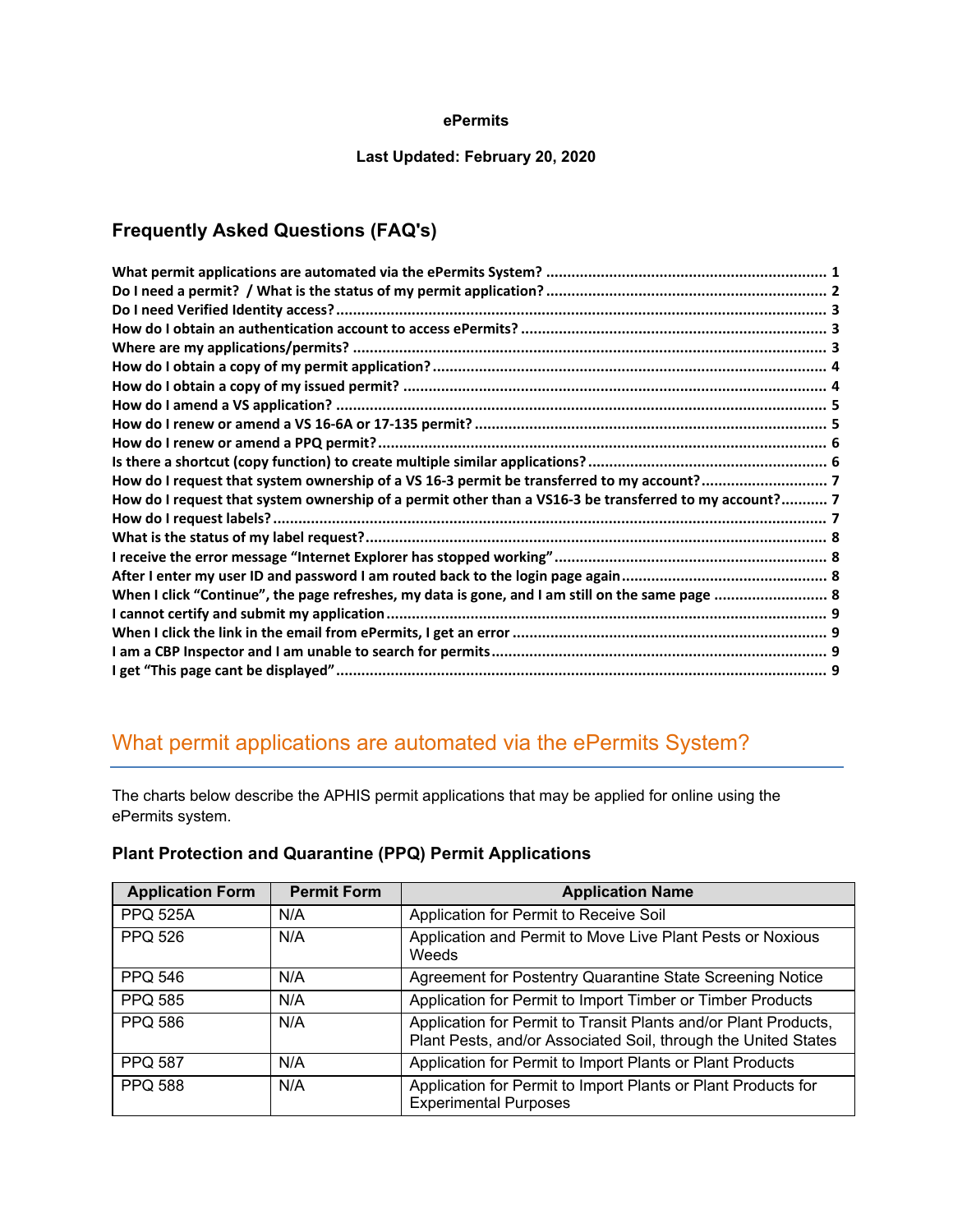**ePermits**

**Last Updated: February 20, 2020**

## Frequently Asked Questions (FAQ's)

**What permit applications are automated via the ePermits System? ..... 1**
**Do I need a permit? / What is the status of my permit application? ..... 2**
**Do I need Verified Identity access? ..... 3**
**How do I obtain an authentication account to access ePermits? ..... 3**
**Where are my applications/permits? ..... 3**
**How do I obtain a copy of my permit application? ..... 4**
**How do I obtain a copy of my issued permit? ..... 4**
**How do I amend a VS application? ..... 5**
**How do I renew or amend a VS 16-6A or 17-135 permit? ..... 5**
**How do I renew or amend a PPQ permit? ..... 6**
**Is there a shortcut (copy function) to create multiple similar applications? ..... 6**
**How do I request that system ownership of a VS 16-3 permit be transferred to my account? ..... 7**
**How do I request that system ownership of a permit other than a VS16-3 be transferred to my account? ..... 7**
**How do I request labels? ..... 7**
**What is the status of my label request? ..... 8**
**I receive the error message "Internet Explorer has stopped working" ..... 8**
**After I enter my user ID and password I am routed back to the login page again ..... 8**
**When I click "Continue", the page refreshes, my data is gone, and I am still on the same page ..... 8**
**I cannot certify and submit my application ..... 9**
**When I click the link in the email from ePermits, I get an error ..... 9**
**I am a CBP Inspector and I am unable to search for permits ..... 9**
**I get "This page cant be displayed" ..... 9**

## What permit applications are automated via the ePermits System?

The charts below describe the APHIS permit applications that may be applied for online using the ePermits system.

### Plant Protection and Quarantine (PPQ) Permit Applications

| Application Form | Permit Form | Application Name |
|---|---|---|
| PPQ 525A | N/A | Application for Permit to Receive Soil |
| PPQ 526 | N/A | Application and Permit to Move Live Plant Pests or Noxious Weeds |
| PPQ 546 | N/A | Agreement for Postentry Quarantine State Screening Notice |
| PPQ 585 | N/A | Application for Permit to Import Timber or Timber Products |
| PPQ 586 | N/A | Application for Permit to Transit Plants and/or Plant Products, Plant Pests, and/or Associated Soil, through the United States |
| PPQ 587 | N/A | Application for Permit to Import Plants or Plant Products |
| PPQ 588 | N/A | Application for Permit to Import Plants or Plant Products for Experimental Purposes |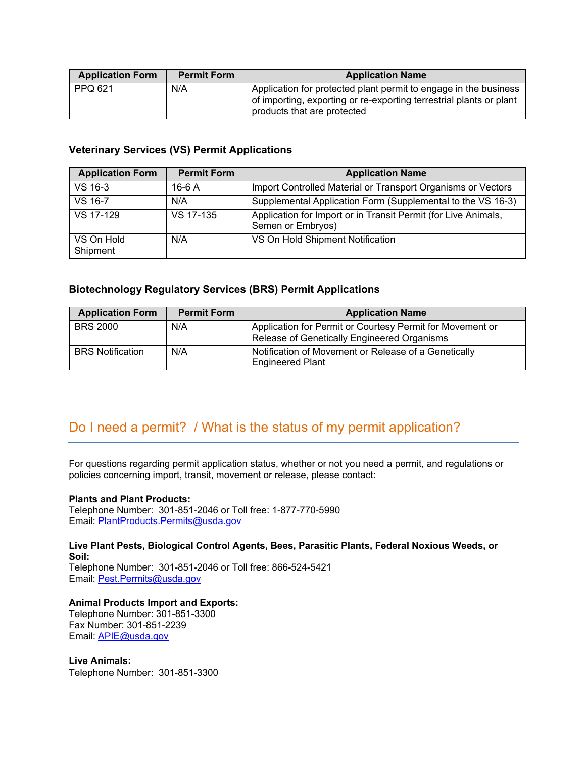| Application Form | Permit Form | Application Name |
|---|---|---|
| PPQ 621 | N/A | Application for protected plant permit to engage in the business of importing, exporting or re-exporting terrestrial plants or plant products that are protected |

### Veterinary Services (VS) Permit Applications

| Application Form | Permit Form | Application Name |
|---|---|---|
| VS 16-3 | 16-6 A | Import Controlled Material or Transport Organisms or Vectors |
| VS 16-7 | N/A | Supplemental Application Form (Supplemental to the VS 16-3) |
| VS 17-129 | VS 17-135 | Application for Import or in Transit Permit (for Live Animals, Semen or Embryos) |
| VS On Hold Shipment | N/A | VS On Hold Shipment Notification |

### Biotechnology Regulatory Services (BRS) Permit Applications

| Application Form | Permit Form | Application Name |
|---|---|---|
| BRS 2000 | N/A | Application for Permit or Courtesy Permit for Movement or Release of Genetically Engineered Organisms |
| BRS Notification | N/A | Notification of Movement or Release of a Genetically Engineered Plant |

## Do I need a permit? / What is the status of my permit application?

For questions regarding permit application status, whether or not you need a permit, and regulations or policies concerning import, transit, movement or release, please contact:

**Plants and Plant Products:**
Telephone Number: 301-851-2046 or Toll free: 1-877-770-5990
Email: PlantProducts.Permits@usda.gov

**Live Plant Pests, Biological Control Agents, Bees, Parasitic Plants, Federal Noxious Weeds, or Soil:**
Telephone Number: 301-851-2046 or Toll free: 866-524-5421
Email: Pest.Permits@usda.gov

**Animal Products Import and Exports:**
Telephone Number: 301-851-3300
Fax Number: 301-851-2239
Email: APIE@usda.gov

**Live Animals:**
Telephone Number: 301-851-3300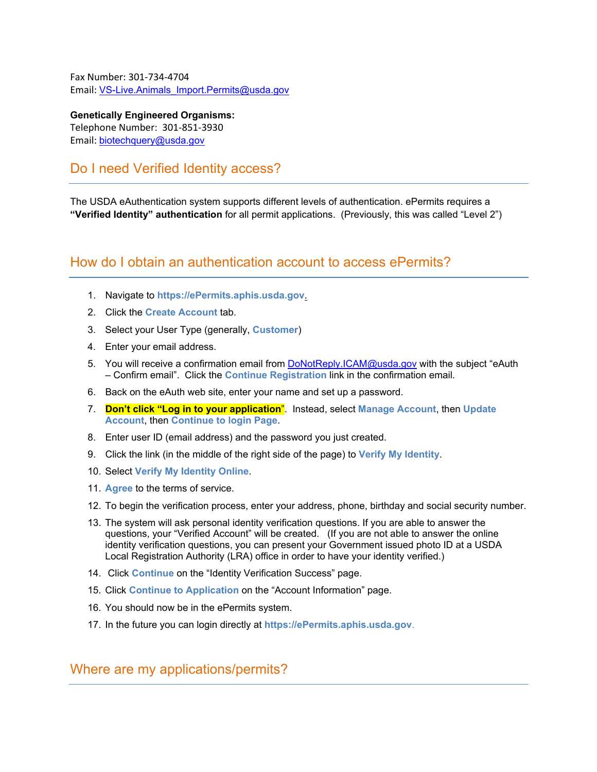Fax Number: 301-734-4704
Email: VS-Live.Animals_Import.Permits@usda.gov

**Genetically Engineered Organisms:**
Telephone Number: 301-851-3930
Email: biotechquery@usda.gov

## Do I need Verified Identity access?

The USDA eAuthentication system supports different levels of authentication. ePermits requires a **"Verified Identity" authentication** for all permit applications. (Previously, this was called "Level 2")

## How do I obtain an authentication account to access ePermits?

1. Navigate to **https://ePermits.aphis.usda.gov**.
2. Click the **Create Account** tab.
3. Select your User Type (generally, **Customer**)
4. Enter your email address.
5. You will receive a confirmation email from DoNotReply.ICAM@usda.gov with the subject "eAuth – Confirm email". Click the **Continue Registration** link in the confirmation email.
6. Back on the eAuth web site, enter your name and set up a password.
7. **Don't click "Log in to your application"**. Instead, select **Manage Account**, then **Update Account**, then **Continue to login Page**.
8. Enter user ID (email address) and the password you just created.
9. Click the link (in the middle of the right side of the page) to **Verify My Identity**.
10. Select **Verify My Identity Online**.
11. **Agree** to the terms of service.
12. To begin the verification process, enter your address, phone, birthday and social security number.
13. The system will ask personal identity verification questions. If you are able to answer the questions, your "Verified Account" will be created. (If you are not able to answer the online identity verification questions, you can present your Government issued photo ID at a USDA Local Registration Authority (LRA) office in order to have your identity verified.)
14. Click **Continue** on the "Identity Verification Success" page.
15. Click **Continue to Application** on the "Account Information" page.
16. You should now be in the ePermits system.
17. In the future you can login directly at **https://ePermits.aphis.usda.gov**.

## Where are my applications/permits?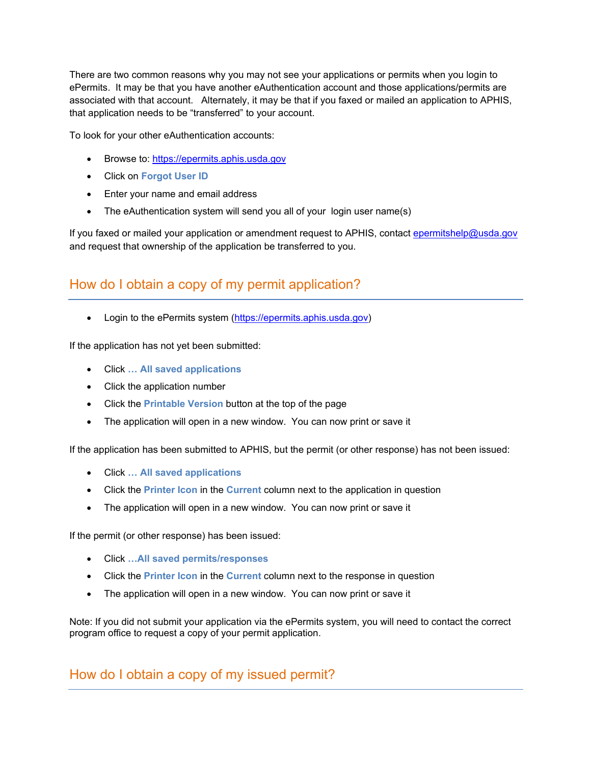There are two common reasons why you may not see your applications or permits when you login to ePermits. It may be that you have another eAuthentication account and those applications/permits are associated with that account. Alternately, it may be that if you faxed or mailed an application to APHIS, that application needs to be "transferred" to your account.

To look for your other eAuthentication accounts:

- Browse to: https://epermits.aphis.usda.gov
- Click on **Forgot User ID**
- Enter your name and email address
- The eAuthentication system will send you all of your login user name(s)

If you faxed or mailed your application or amendment request to APHIS, contact epermitshelp@usda.gov and request that ownership of the application be transferred to you.

## How do I obtain a copy of my permit application?

- Login to the ePermits system (https://epermits.aphis.usda.gov)

If the application has not yet been submitted:

- Click **… All saved applications**
- Click the application number
- Click the **Printable Version** button at the top of the page
- The application will open in a new window. You can now print or save it

If the application has been submitted to APHIS, but the permit (or other response) has not been issued:

- Click **… All saved applications**
- Click the **Printer Icon** in the **Current** column next to the application in question
- The application will open in a new window. You can now print or save it

If the permit (or other response) has been issued:

- Click **…All saved permits/responses**
- Click the **Printer Icon** in the **Current** column next to the response in question
- The application will open in a new window. You can now print or save it

Note: If you did not submit your application via the ePermits system, you will need to contact the correct program office to request a copy of your permit application.

## How do I obtain a copy of my issued permit?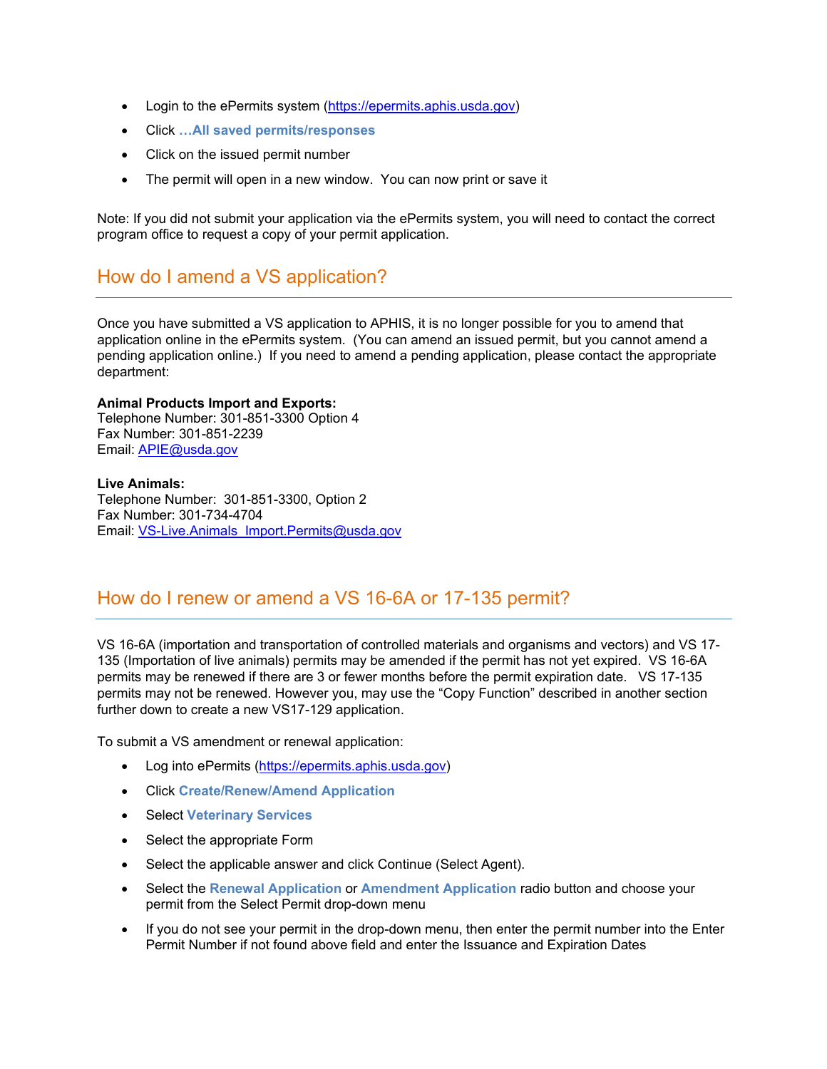- Login to the ePermits system (https://epermits.aphis.usda.gov)
- Click **…All saved permits/responses**
- Click on the issued permit number
- The permit will open in a new window. You can now print or save it

Note: If you did not submit your application via the ePermits system, you will need to contact the correct program office to request a copy of your permit application.

## How do I amend a VS application?

Once you have submitted a VS application to APHIS, it is no longer possible for you to amend that application online in the ePermits system. (You can amend an issued permit, but you cannot amend a pending application online.) If you need to amend a pending application, please contact the appropriate department:

**Animal Products Import and Exports:**
Telephone Number: 301-851-3300 Option 4
Fax Number: 301-851-2239
Email: APIE@usda.gov

**Live Animals:**
Telephone Number: 301-851-3300, Option 2
Fax Number: 301-734-4704
Email: VS-Live.Animals_Import.Permits@usda.gov

## How do I renew or amend a VS 16-6A or 17-135 permit?

VS 16-6A (importation and transportation of controlled materials and organisms and vectors) and VS 17-135 (Importation of live animals) permits may be amended if the permit has not yet expired. VS 16-6A permits may be renewed if there are 3 or fewer months before the permit expiration date. VS 17-135 permits may not be renewed. However you, may use the "Copy Function" described in another section further down to create a new VS17-129 application.

To submit a VS amendment or renewal application:

- Log into ePermits (https://epermits.aphis.usda.gov)
- Click **Create/Renew/Amend Application**
- Select **Veterinary Services**
- Select the appropriate Form
- Select the applicable answer and click Continue (Select Agent).
- Select the **Renewal Application** or **Amendment Application** radio button and choose your permit from the Select Permit drop-down menu
- If you do not see your permit in the drop-down menu, then enter the permit number into the Enter Permit Number if not found above field and enter the Issuance and Expiration Dates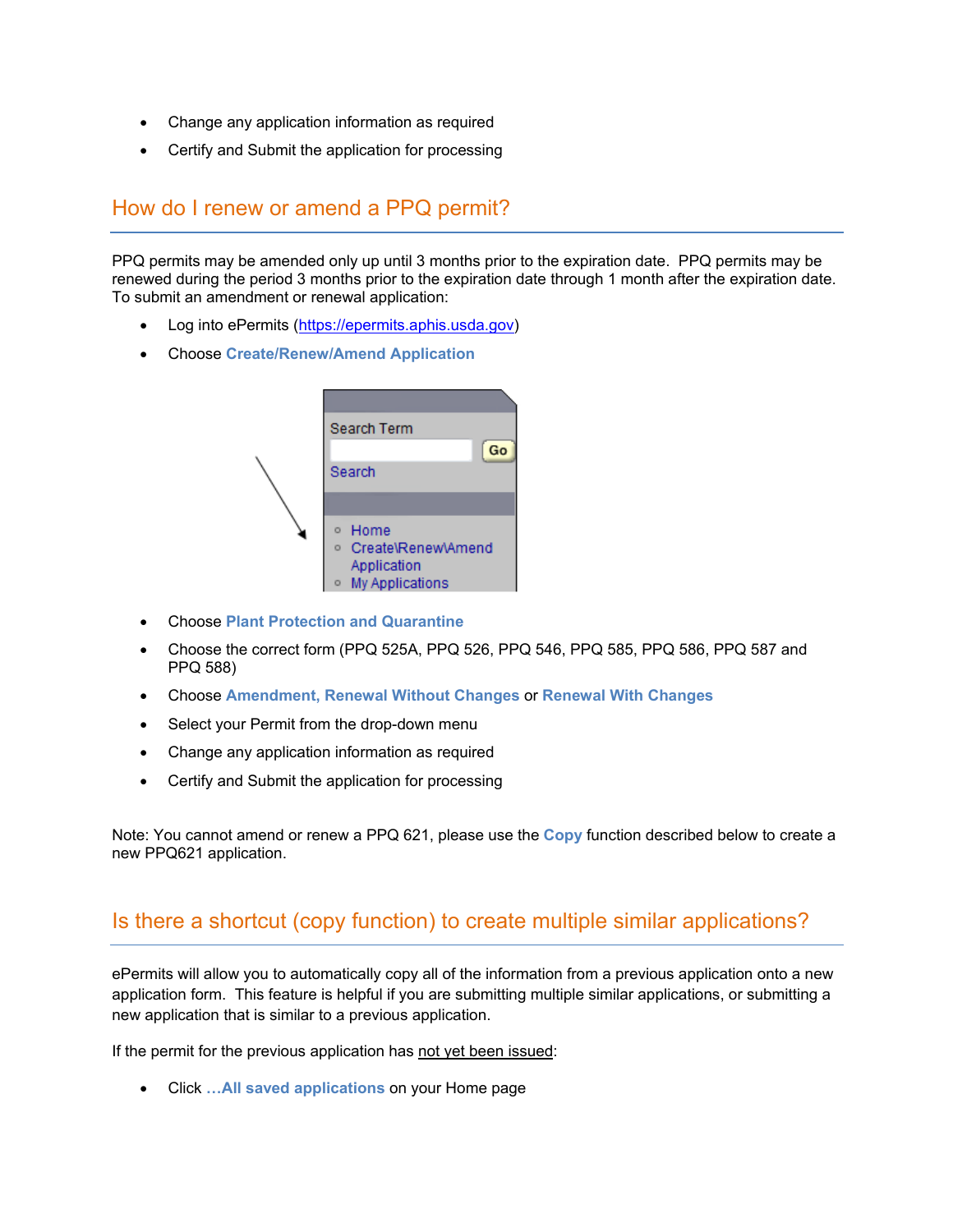- Change any application information as required
- Certify and Submit the application for processing

## How do I renew or amend a PPQ permit?

PPQ permits may be amended only up until 3 months prior to the expiration date. PPQ permits may be renewed during the period 3 months prior to the expiration date through 1 month after the expiration date. To submit an amendment or renewal application:

- Log into ePermits (https://epermits.aphis.usda.gov)
- Choose **Create/Renew/Amend Application**

- Choose **Plant Protection and Quarantine**
- Choose the correct form (PPQ 525A, PPQ 526, PPQ 546, PPQ 585, PPQ 586, PPQ 587 and PPQ 588)
- Choose **Amendment, Renewal Without Changes** or **Renewal With Changes**
- Select your Permit from the drop-down menu
- Change any application information as required
- Certify and Submit the application for processing

Note: You cannot amend or renew a PPQ 621, please use the **Copy** function described below to create a new PPQ621 application.

## Is there a shortcut (copy function) to create multiple similar applications?

ePermits will allow you to automatically copy all of the information from a previous application onto a new application form. This feature is helpful if you are submitting multiple similar applications, or submitting a new application that is similar to a previous application.

If the permit for the previous application has not yet been issued:

- Click **…All saved applications** on your Home page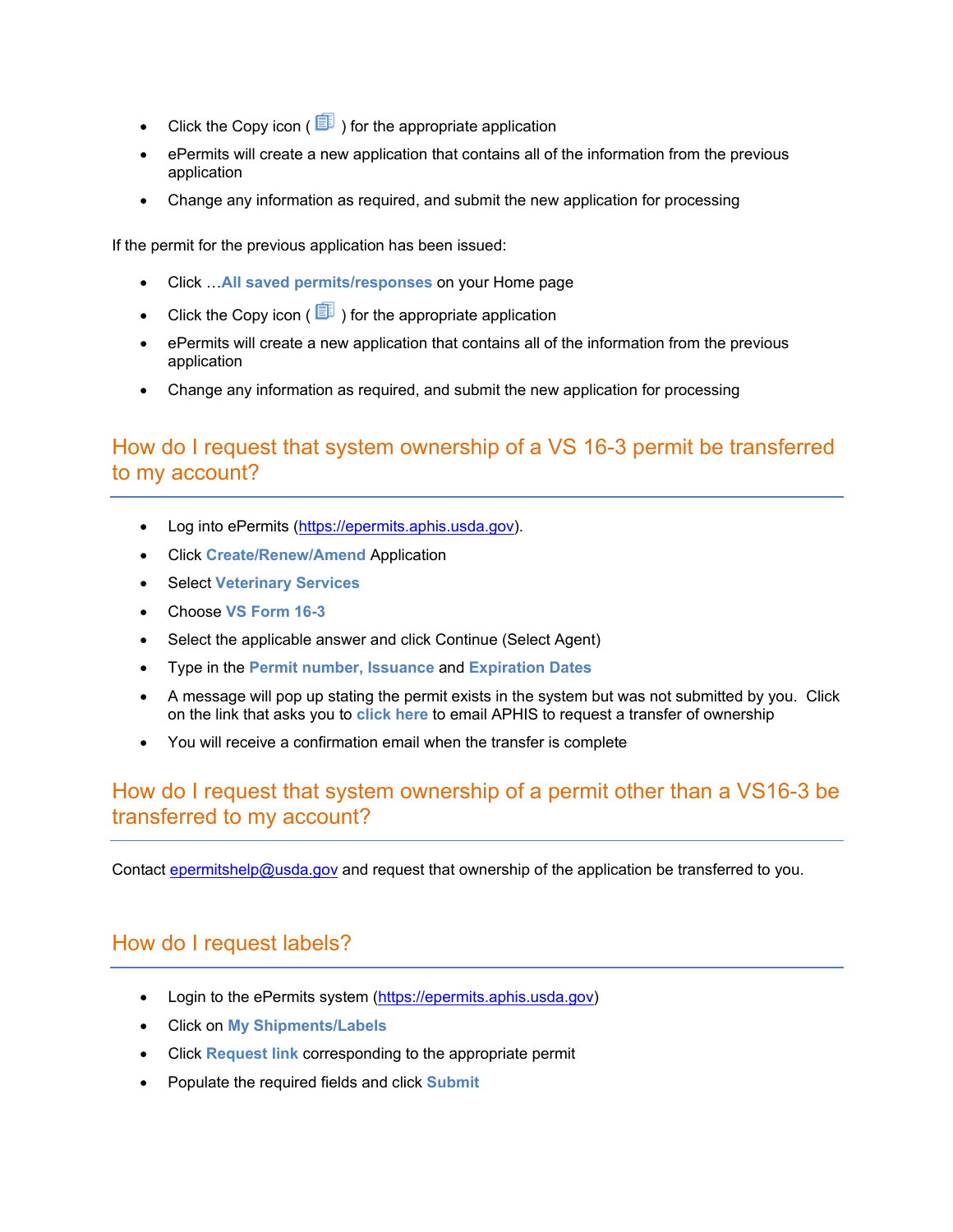- Click the Copy icon ( ) for the appropriate application
- ePermits will create a new application that contains all of the information from the previous application
- Change any information as required, and submit the new application for processing

If the permit for the previous application has been issued:

- Click …**All saved permits/responses** on your Home page
- Click the Copy icon ( ) for the appropriate application
- ePermits will create a new application that contains all of the information from the previous application
- Change any information as required, and submit the new application for processing

## How do I request that system ownership of a VS 16-3 permit be transferred to my account?

- Log into ePermits (https://epermits.aphis.usda.gov).
- Click **Create/Renew/Amend** Application
- Select **Veterinary Services**
- Choose **VS Form 16-3**
- Select the applicable answer and click Continue (Select Agent)
- Type in the **Permit number, Issuance** and **Expiration Dates**
- A message will pop up stating the permit exists in the system but was not submitted by you. Click on the link that asks you to **click here** to email APHIS to request a transfer of ownership
- You will receive a confirmation email when the transfer is complete

## How do I request that system ownership of a permit other than a VS16-3 be transferred to my account?

Contact epermitshelp@usda.gov and request that ownership of the application be transferred to you.

## How do I request labels?

- Login to the ePermits system (https://epermits.aphis.usda.gov)
- Click on **My Shipments/Labels**
- Click **Request link** corresponding to the appropriate permit
- Populate the required fields and click **Submit**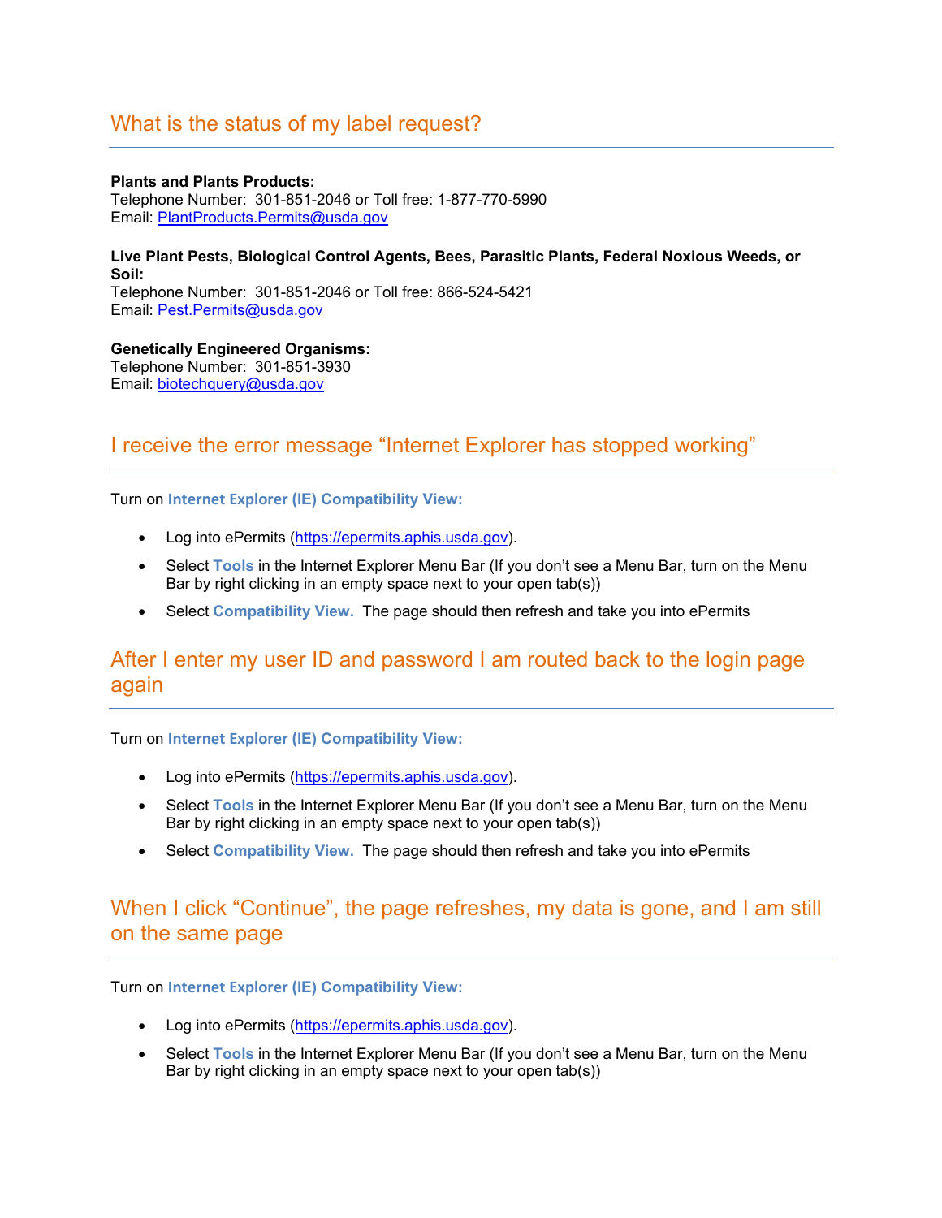## What is the status of my label request?

**Plants and Plants Products:**
Telephone Number: 301-851-2046 or Toll free: 1-877-770-5990
Email: [PlantProducts.Permits@usda.gov](mailto:PlantProducts.Permits@usda.gov)

**Live Plant Pests, Biological Control Agents, Bees, Parasitic Plants, Federal Noxious Weeds, or Soil:**
Telephone Number: 301-851-2046 or Toll free: 866-524-5421
Email: [Pest.Permits@usda.gov](mailto:Pest.Permits@usda.gov)

**Genetically Engineered Organisms:**
Telephone Number: 301-851-3930
Email: [biotechquery@usda.gov](mailto:biotechquery@usda.gov)

## I receive the error message "Internet Explorer has stopped working"

Turn on **Internet Explorer (IE) Compatibility View:**

- Log into ePermits ([https://epermits.aphis.usda.gov](https://epermits.aphis.usda.gov)).
- Select **Tools** in the Internet Explorer Menu Bar (If you don't see a Menu Bar, turn on the Menu Bar by right clicking in an empty space next to your open tab(s))
- Select **Compatibility View.** The page should then refresh and take you into ePermits

## After I enter my user ID and password I am routed back to the login page again

Turn on **Internet Explorer (IE) Compatibility View:**

- Log into ePermits ([https://epermits.aphis.usda.gov](https://epermits.aphis.usda.gov)).
- Select **Tools** in the Internet Explorer Menu Bar (If you don't see a Menu Bar, turn on the Menu Bar by right clicking in an empty space next to your open tab(s))
- Select **Compatibility View.** The page should then refresh and take you into ePermits

## When I click "Continue", the page refreshes, my data is gone, and I am still on the same page

Turn on **Internet Explorer (IE) Compatibility View:**

- Log into ePermits ([https://epermits.aphis.usda.gov](https://epermits.aphis.usda.gov)).
- Select **Tools** in the Internet Explorer Menu Bar (If you don't see a Menu Bar, turn on the Menu Bar by right clicking in an empty space next to your open tab(s))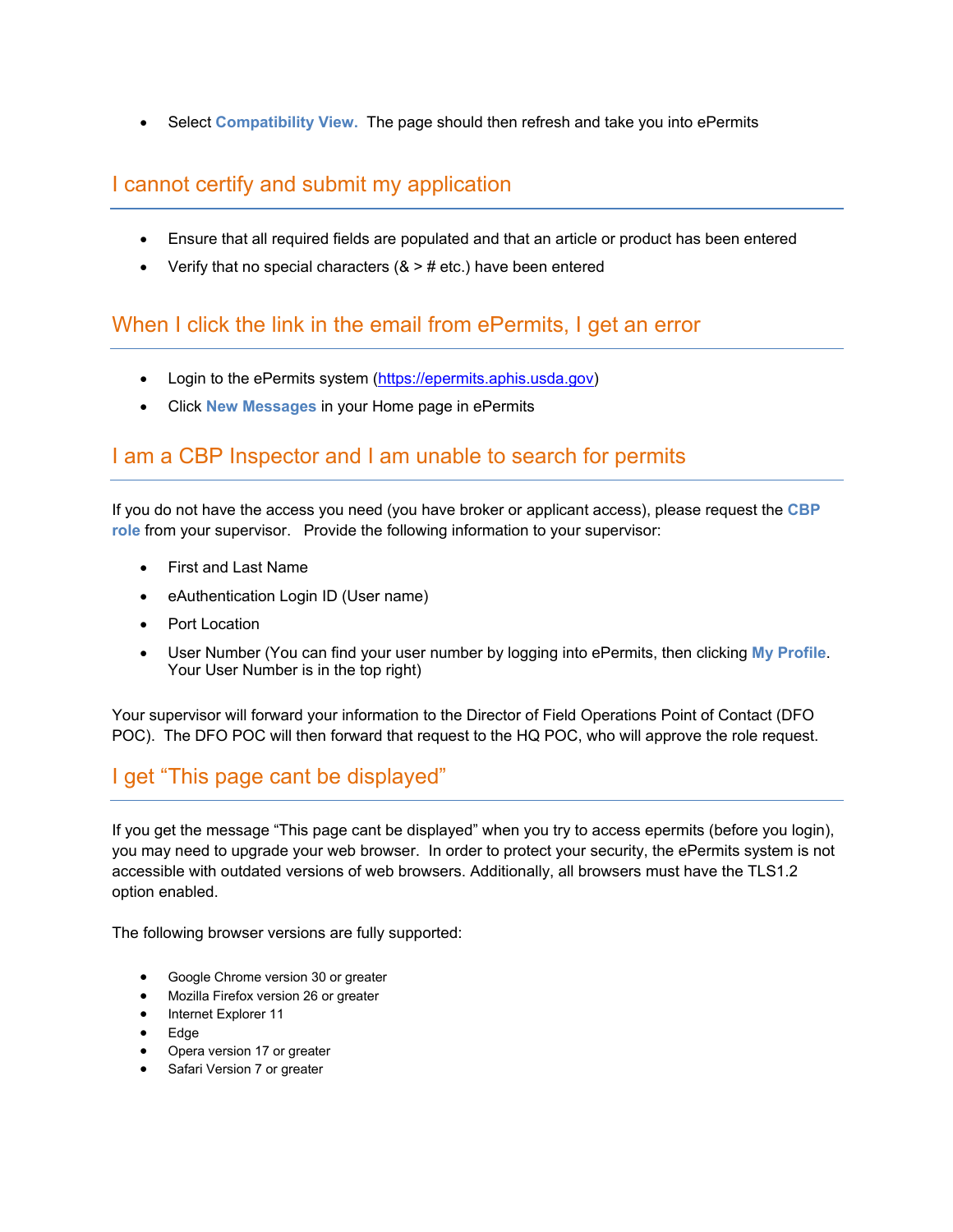- Select **Compatibility View.** The page should then refresh and take you into ePermits

## I cannot certify and submit my application

- Ensure that all required fields are populated and that an article or product has been entered
- Verify that no special characters (& > # etc.) have been entered

## When I click the link in the email from ePermits, I get an error

- Login to the ePermits system (https://epermits.aphis.usda.gov)
- Click **New Messages** in your Home page in ePermits

## I am a CBP Inspector and I am unable to search for permits

If you do not have the access you need (you have broker or applicant access), please request the **CBP role** from your supervisor. Provide the following information to your supervisor:

- First and Last Name
- eAuthentication Login ID (User name)
- Port Location
- User Number (You can find your user number by logging into ePermits, then clicking **My Profile**. Your User Number is in the top right)

Your supervisor will forward your information to the Director of Field Operations Point of Contact (DFO POC). The DFO POC will then forward that request to the HQ POC, who will approve the role request.

## I get "This page cant be displayed"

If you get the message "This page cant be displayed" when you try to access epermits (before you login), you may need to upgrade your web browser. In order to protect your security, the ePermits system is not accessible with outdated versions of web browsers. Additionally, all browsers must have the TLS1.2 option enabled.

The following browser versions are fully supported:

- Google Chrome version 30 or greater
- Mozilla Firefox version 26 or greater
- Internet Explorer 11
- Edge
- Opera version 17 or greater
- Safari Version 7 or greater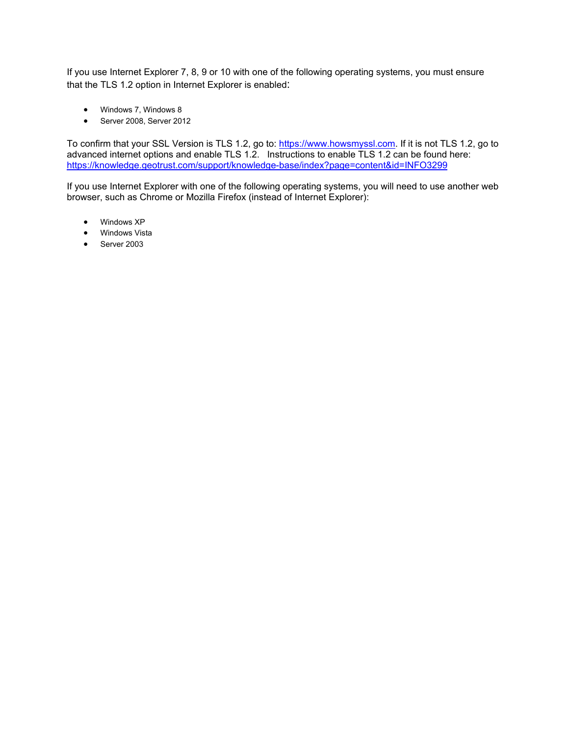If you use Internet Explorer 7, 8, 9 or 10 with one of the following operating systems, you must ensure that the TLS 1.2 option in Internet Explorer is enabled:

- Windows 7, Windows 8
- Server 2008, Server 2012

To confirm that your SSL Version is TLS 1.2, go to: https://www.howsmyssl.com. If it is not TLS 1.2, go to advanced internet options and enable TLS 1.2. Instructions to enable TLS 1.2 can be found here: https://knowledge.geotrust.com/support/knowledge-base/index?page=content&id=INFO3299

If you use Internet Explorer with one of the following operating systems, you will need to use another web browser, such as Chrome or Mozilla Firefox (instead of Internet Explorer):

- Windows XP
- Windows Vista
- Server 2003